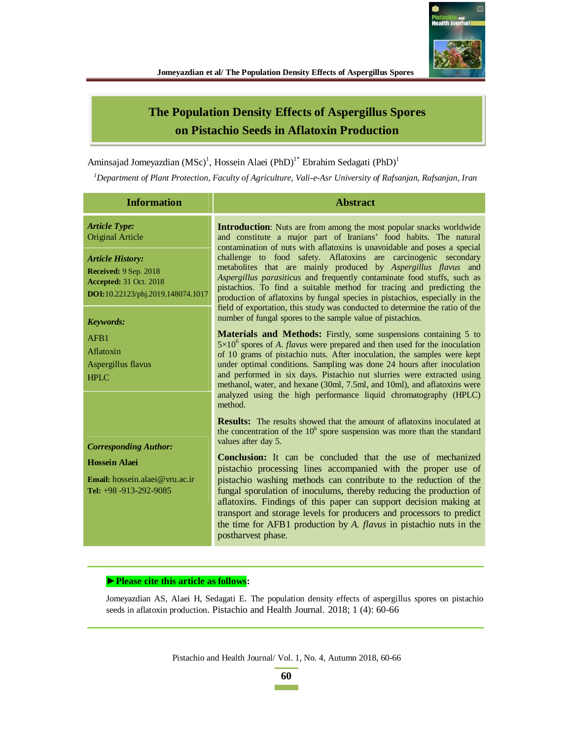# The Population Density Effects of Aspergillus Spores on Pistachio Seeds in Aflatoxin Production

Aminsajad Jomeyazdian (MSc)[1], Hossein Alaei (PhD)[1*] Ebrahim Sedagati (PhD)[1]

[1]*Department of Plant Protection, Faculty of Agriculture, Vali-e-Asr University of Rafsanjan, Rafsanjan, Iran*

## Information

***Article Type:***
Original Article

***Article History:***
**Received:** 9 Sep. 2018
**Accepted:** 31 Oct. 2018
**DOI:**10.22123/phj.2019.148074.1017

***Keywords:***
AFB1
Aflatoxin
Aspergillus flavus
HPLC

***Corresponding Author:***
**Hossein Alaei**
**Email:** hossein.alaei@vru.ac.ir
**Tel:** +98 -913-292-9085

## Abstract

**Introduction**: Nuts are from among the most popular snacks worldwide and constitute a major part of Iranians' food habits. The natural contamination of nuts with aflatoxins is unavoidable and poses a special challenge to food safety. Aflatoxins are carcinogenic secondary metabolites that are mainly produced by *Aspergillus flavus* and *Aspergillus parasiticus* and frequently contaminate food stuffs, such as pistachios. To find a suitable method for tracing and predicting the production of aflatoxins by fungal species in pistachios, especially in the field of exportation, this study was conducted to determine the ratio of the number of fungal spores to the sample value of pistachios.

**Materials and Methods:** Firstly, some suspensions containing 5 to $5\times10^6$ spores of *A. flavus* were prepared and then used for the inoculation of 10 grams of pistachio nuts. After inoculation, the samples were kept under optimal conditions. Sampling was done 24 hours after inoculation and performed in six days. Pistachio nut slurries were extracted using methanol, water, and hexane (30ml, 7.5ml, and 10ml), and aflatoxins were analyzed using the high performance liquid chromatography (HPLC) method.

**Results:** The results showed that the amount of aflatoxins inoculated at the concentration of the $10^6$ spore suspension was more than the standard values after day 5.

**Conclusion:** It can be concluded that the use of mechanized pistachio processing lines accompanied with the proper use of pistachio washing methods can contribute to the reduction of the fungal sporulation of inoculums, thereby reducing the production of aflatoxins. Findings of this paper can support decision making at transport and storage levels for producers and processors to predict the time for AFB1 production by *A. flavus* in pistachio nuts in the postharvest phase.

**►Please cite this article as follows:**

Jomeyazdian AS, Alaei H, Sedagati E. The population density effects of aspergillus spores on pistachio seeds in aflatoxin production. Pistachio and Health Journal. 2018; 1 (4): 60-66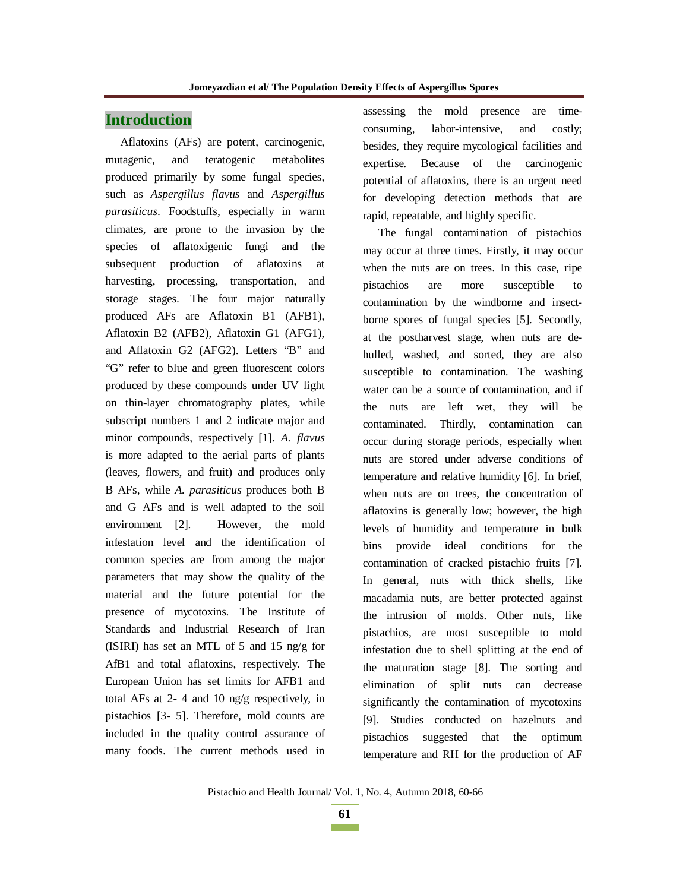## Introduction

Aflatoxins (AFs) are potent, carcinogenic, mutagenic, and teratogenic metabolites produced primarily by some fungal species, such as *Aspergillus flavus* and *Aspergillus parasiticus*. Foodstuffs, especially in warm climates, are prone to the invasion by the species of aflatoxigenic fungi and the subsequent production of aflatoxins at harvesting, processing, transportation, and storage stages. The four major naturally produced AFs are Aflatoxin B1 (AFB1), Aflatoxin B2 (AFB2), Aflatoxin G1 (AFG1), and Aflatoxin G2 (AFG2). Letters "B" and "G" refer to blue and green fluorescent colors produced by these compounds under UV light on thin-layer chromatography plates, while subscript numbers 1 and 2 indicate major and minor compounds, respectively [1]. *A. flavus* is more adapted to the aerial parts of plants (leaves, flowers, and fruit) and produces only B AFs, while *A. parasiticus* produces both B and G AFs and is well adapted to the soil environment [2]. However, the mold infestation level and the identification of common species are from among the major parameters that may show the quality of the material and the future potential for the presence of mycotoxins. The Institute of Standards and Industrial Research of Iran (ISIRI) has set an MTL of 5 and 15 ng/g for AfB1 and total aflatoxins, respectively. The European Union has set limits for AFB1 and total AFs at 2- 4 and 10 ng/g respectively, in pistachios [3- 5]. Therefore, mold counts are included in the quality control assurance of many foods. The current methods used in assessing the mold presence are time-consuming, labor-intensive, and costly; besides, they require mycological facilities and expertise. Because of the carcinogenic potential of aflatoxins, there is an urgent need for developing detection methods that are rapid, repeatable, and highly specific.

The fungal contamination of pistachios may occur at three times. Firstly, it may occur when the nuts are on trees. In this case, ripe pistachios are more susceptible to contamination by the windborne and insect-borne spores of fungal species [5]. Secondly, at the postharvest stage, when nuts are de-hulled, washed, and sorted, they are also susceptible to contamination. The washing water can be a source of contamination, and if the nuts are left wet, they will be contaminated. Thirdly, contamination can occur during storage periods, especially when nuts are stored under adverse conditions of temperature and relative humidity [6]. In brief, when nuts are on trees, the concentration of aflatoxins is generally low; however, the high levels of humidity and temperature in bulk bins provide ideal conditions for the contamination of cracked pistachio fruits [7]. In general, nuts with thick shells, like macadamia nuts, are better protected against the intrusion of molds. Other nuts, like pistachios, are most susceptible to mold infestation due to shell splitting at the end of the maturation stage [8]. The sorting and elimination of split nuts can decrease significantly the contamination of mycotoxins [9]. Studies conducted on hazelnuts and pistachios suggested that the optimum temperature and RH for the production of AF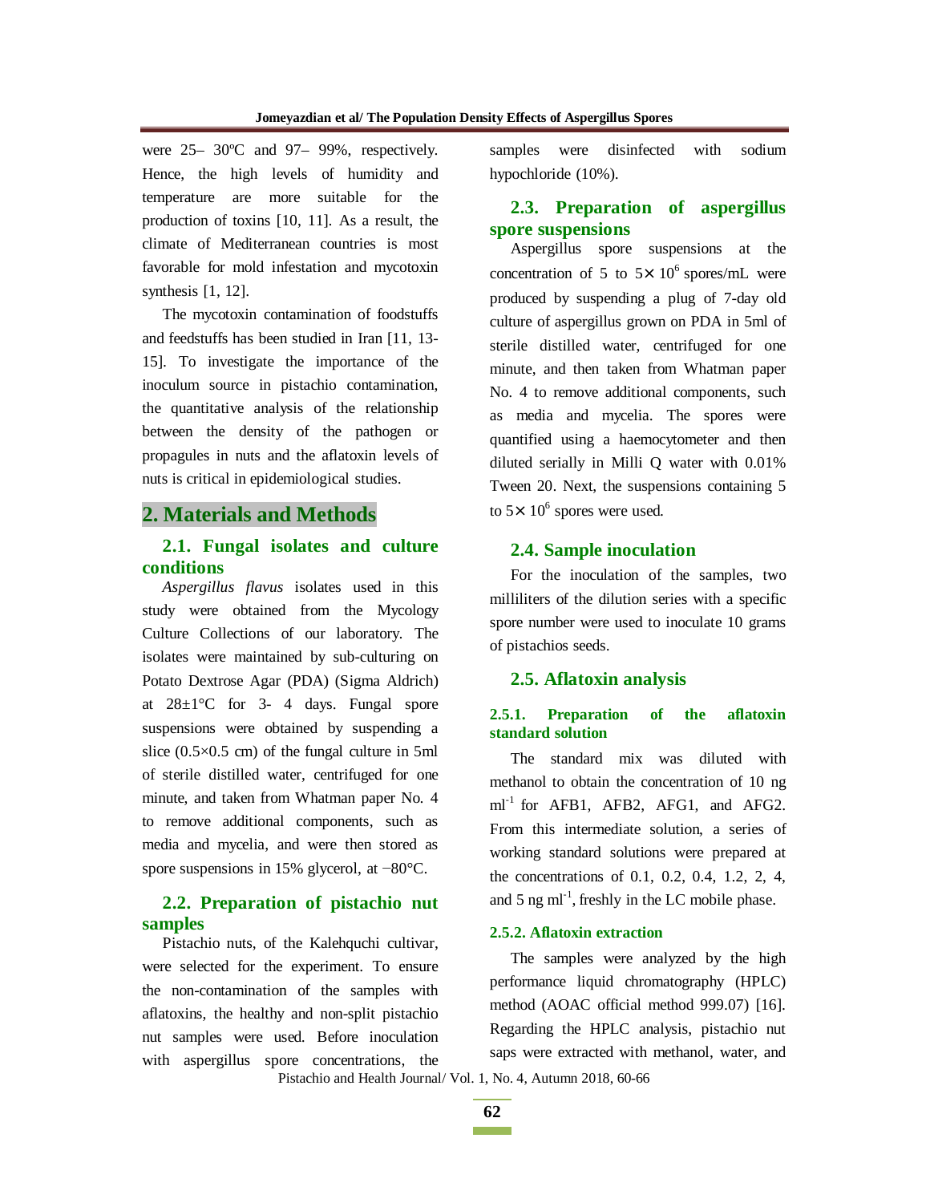were 25– 30ºC and 97– 99%, respectively. Hence, the high levels of humidity and temperature are more suitable for the production of toxins [10, 11]. As a result, the climate of Mediterranean countries is most favorable for mold infestation and mycotoxin synthesis [1, 12].

The mycotoxin contamination of foodstuffs and feedstuffs has been studied in Iran [11, 13-15]. To investigate the importance of the inoculum source in pistachio contamination, the quantitative analysis of the relationship between the density of the pathogen or propagules in nuts and the aflatoxin levels of nuts is critical in epidemiological studies.

## 2. Materials and Methods

### 2.1. Fungal isolates and culture conditions

*Aspergillus flavus* isolates used in this study were obtained from the Mycology Culture Collections of our laboratory. The isolates were maintained by sub-culturing on Potato Dextrose Agar (PDA) (Sigma Aldrich) at 28±1°C for 3- 4 days. Fungal spore suspensions were obtained by suspending a slice (0.5×0.5 cm) of the fungal culture in 5ml of sterile distilled water, centrifuged for one minute, and taken from Whatman paper No. 4 to remove additional components, such as media and mycelia, and were then stored as spore suspensions in 15% glycerol, at −80°C.

### 2.2. Preparation of pistachio nut samples

Pistachio nuts, of the Kalehquchi cultivar, were selected for the experiment. To ensure the non-contamination of the samples with aflatoxins, the healthy and non-split pistachio nut samples were used. Before inoculation with aspergillus spore concentrations, the samples were disinfected with sodium hypochloride (10%).

### 2.3. Preparation of aspergillus spore suspensions

Aspergillus spore suspensions at the concentration of 5 to $5\times 10^6$ spores/mL were produced by suspending a plug of 7-day old culture of aspergillus grown on PDA in 5ml of sterile distilled water, centrifuged for one minute, and then taken from Whatman paper No. 4 to remove additional components, such as media and mycelia. The spores were quantified using a haemocytometer and then diluted serially in Milli Q water with 0.01% Tween 20. Next, the suspensions containing 5 to $5\times 10^6$ spores were used.

### 2.4. Sample inoculation

For the inoculation of the samples, two milliliters of the dilution series with a specific spore number were used to inoculate 10 grams of pistachios seeds.

### 2.5. Aflatoxin analysis

#### 2.5.1. Preparation of the aflatoxin standard solution

The standard mix was diluted with methanol to obtain the concentration of 10 ng $ml^{-1}$ for AFB1, AFB2, AFG1, and AFG2. From this intermediate solution, a series of working standard solutions were prepared at the concentrations of 0.1, 0.2, 0.4, 1.2, 2, 4, and 5 ng $ml^{-1}$, freshly in the LC mobile phase.

#### 2.5.2. Aflatoxin extraction

The samples were analyzed by the high performance liquid chromatography (HPLC) method (AOAC official method 999.07) [16]. Regarding the HPLC analysis, pistachio nut saps were extracted with methanol, water, and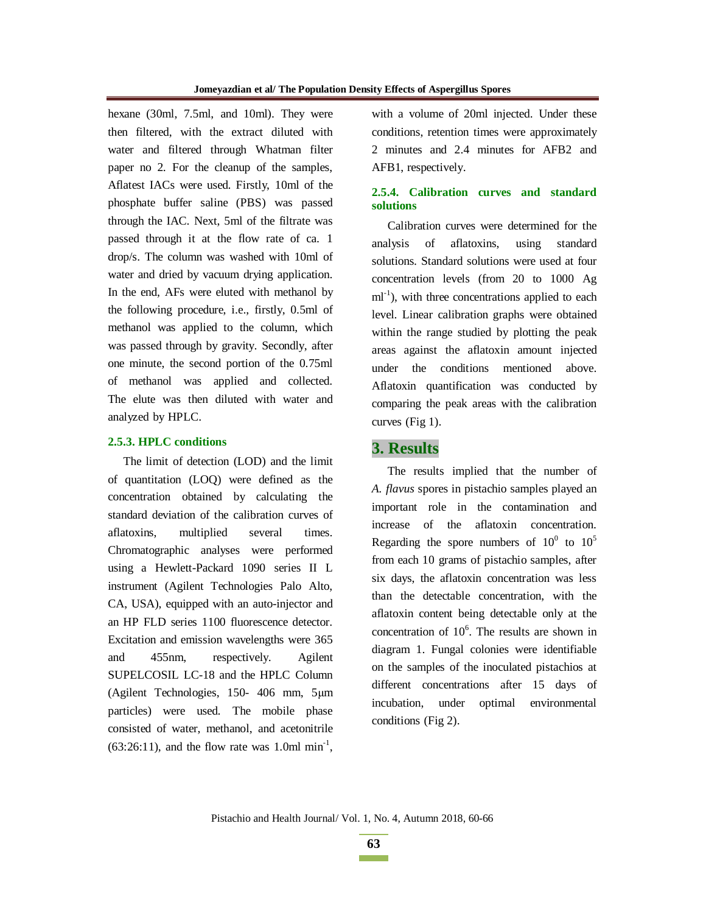hexane (30ml, 7.5ml, and 10ml). They were then filtered, with the extract diluted with water and filtered through Whatman filter paper no 2. For the cleanup of the samples, Aflatest IACs were used. Firstly, 10ml of the phosphate buffer saline (PBS) was passed through the IAC. Next, 5ml of the filtrate was passed through it at the flow rate of ca. 1 drop/s. The column was washed with 10ml of water and dried by vacuum drying application. In the end, AFs were eluted with methanol by the following procedure, i.e., firstly, 0.5ml of methanol was applied to the column, which was passed through by gravity. Secondly, after one minute, the second portion of the 0.75ml of methanol was applied and collected. The elute was then diluted with water and analyzed by HPLC.

### 2.5.3. HPLC conditions

The limit of detection (LOD) and the limit of quantitation (LOQ) were defined as the concentration obtained by calculating the standard deviation of the calibration curves of aflatoxins, multiplied several times. Chromatographic analyses were performed using a Hewlett-Packard 1090 series II L instrument (Agilent Technologies Palo Alto, CA, USA), equipped with an auto-injector and an HP FLD series 1100 fluorescence detector. Excitation and emission wavelengths were 365 and 455nm, respectively. Agilent SUPELCOSIL LC-18 and the HPLC Column (Agilent Technologies, 150- 406 mm, 5µm particles) were used. The mobile phase consisted of water, methanol, and acetonitrile (63:26:11), and the flow rate was 1.0ml $min^{-1}$, with a volume of 20ml injected. Under these conditions, retention times were approximately 2 minutes and 2.4 minutes for AFB2 and AFB1, respectively.

### 2.5.4. Calibration curves and standard solutions

Calibration curves were determined for the analysis of aflatoxins, using standard solutions. Standard solutions were used at four concentration levels (from 20 to 1000 Ag $ml^{-1}$), with three concentrations applied to each level. Linear calibration graphs were obtained within the range studied by plotting the peak areas against the aflatoxin amount injected under the conditions mentioned above. Aflatoxin quantification was conducted by comparing the peak areas with the calibration curves (Fig 1).

## 3. Results

The results implied that the number of *A. flavus* spores in pistachio samples played an important role in the contamination and increase of the aflatoxin concentration. Regarding the spore numbers of $10^0$ to $10^5$ from each 10 grams of pistachio samples, after six days, the aflatoxin concentration was less than the detectable concentration, with the aflatoxin content being detectable only at the concentration of $10^6$. The results are shown in diagram 1. Fungal colonies were identifiable on the samples of the inoculated pistachios at different concentrations after 15 days of incubation, under optimal environmental conditions (Fig 2).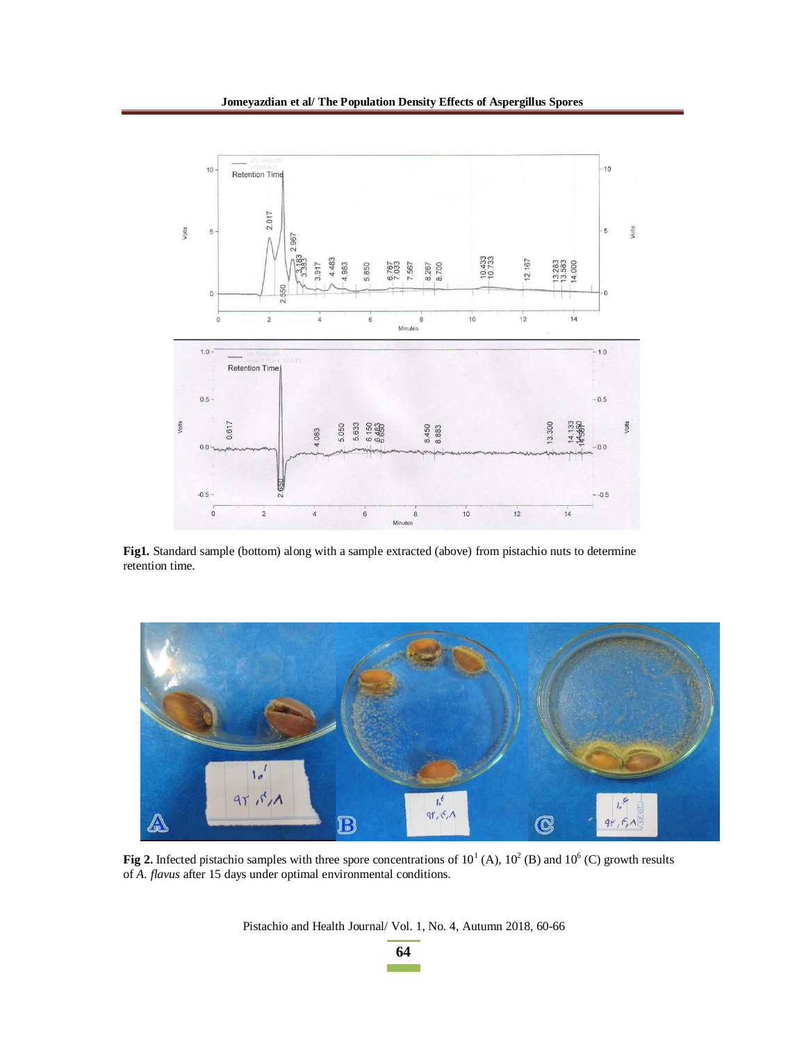**Fig1.** Standard sample (bottom) along with a sample extracted (above) from pistachio nuts to determine retention time.

**Fig 2.** Infected pistachio samples with three spore concentrations of $10^1$ (A), $10^2$ (B) and $10^6$ (C) growth results of *A. flavus* after 15 days under optimal environmental conditions.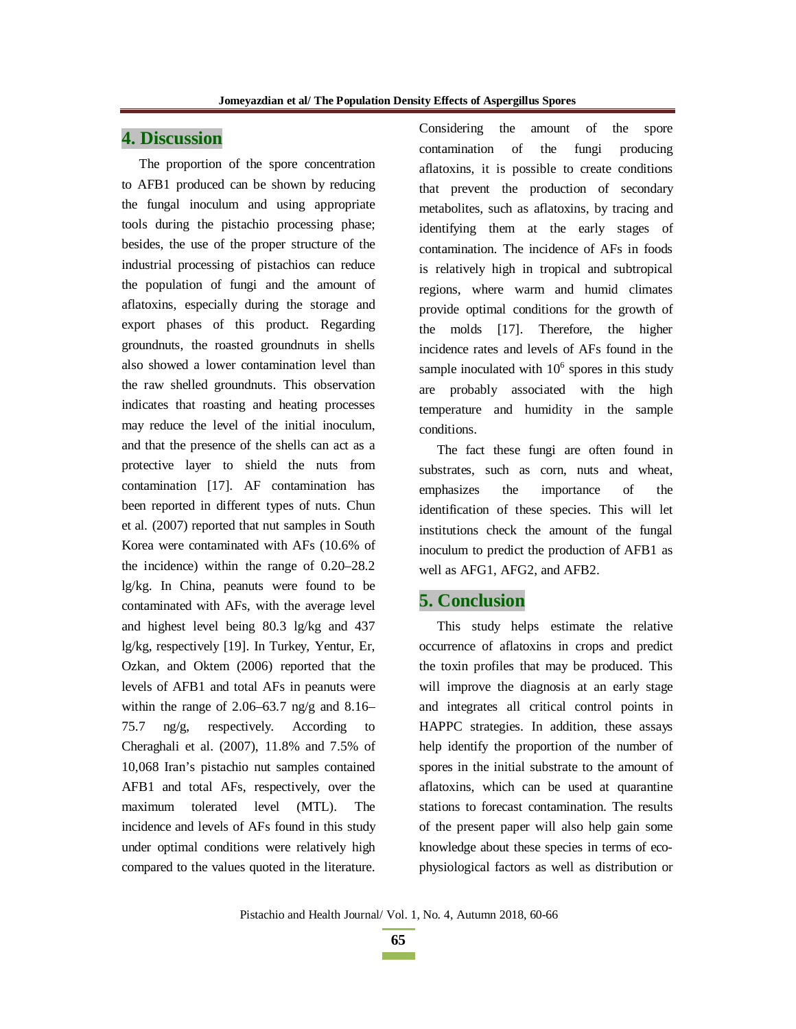## 4. Discussion

The proportion of the spore concentration to AFB1 produced can be shown by reducing the fungal inoculum and using appropriate tools during the pistachio processing phase; besides, the use of the proper structure of the industrial processing of pistachios can reduce the population of fungi and the amount of aflatoxins, especially during the storage and export phases of this product. Regarding groundnuts, the roasted groundnuts in shells also showed a lower contamination level than the raw shelled groundnuts. This observation indicates that roasting and heating processes may reduce the level of the initial inoculum, and that the presence of the shells can act as a protective layer to shield the nuts from contamination [17]. AF contamination has been reported in different types of nuts. Chun et al. (2007) reported that nut samples in South Korea were contaminated with AFs (10.6% of the incidence) within the range of 0.20–28.2 lg/kg. In China, peanuts were found to be contaminated with AFs, with the average level and highest level being 80.3 lg/kg and 437 lg/kg, respectively [19]. In Turkey, Yentur, Er, Ozkan, and Oktem (2006) reported that the levels of AFB1 and total AFs in peanuts were within the range of 2.06–63.7 ng/g and 8.16–75.7 ng/g, respectively. According to Cheraghali et al. (2007), 11.8% and 7.5% of 10,068 Iran's pistachio nut samples contained AFB1 and total AFs, respectively, over the maximum tolerated level (MTL). The incidence and levels of AFs found in this study under optimal conditions were relatively high compared to the values quoted in the literature. Considering the amount of the spore contamination of the fungi producing aflatoxins, it is possible to create conditions that prevent the production of secondary metabolites, such as aflatoxins, by tracing and identifying them at the early stages of contamination. The incidence of AFs in foods is relatively high in tropical and subtropical regions, where warm and humid climates provide optimal conditions for the growth of the molds [17]. Therefore, the higher incidence rates and levels of AFs found in the sample inoculated with $10^6$ spores in this study are probably associated with the high temperature and humidity in the sample conditions.

The fact these fungi are often found in substrates, such as corn, nuts and wheat, emphasizes the importance of the identification of these species. This will let institutions check the amount of the fungal inoculum to predict the production of AFB1 as well as AFG1, AFG2, and AFB2.

## 5. Conclusion

This study helps estimate the relative occurrence of aflatoxins in crops and predict the toxin profiles that may be produced. This will improve the diagnosis at an early stage and integrates all critical control points in HAPPC strategies. In addition, these assays help identify the proportion of the number of spores in the initial substrate to the amount of aflatoxins, which can be used at quarantine stations to forecast contamination. The results of the present paper will also help gain some knowledge about these species in terms of eco-physiological factors as well as distribution or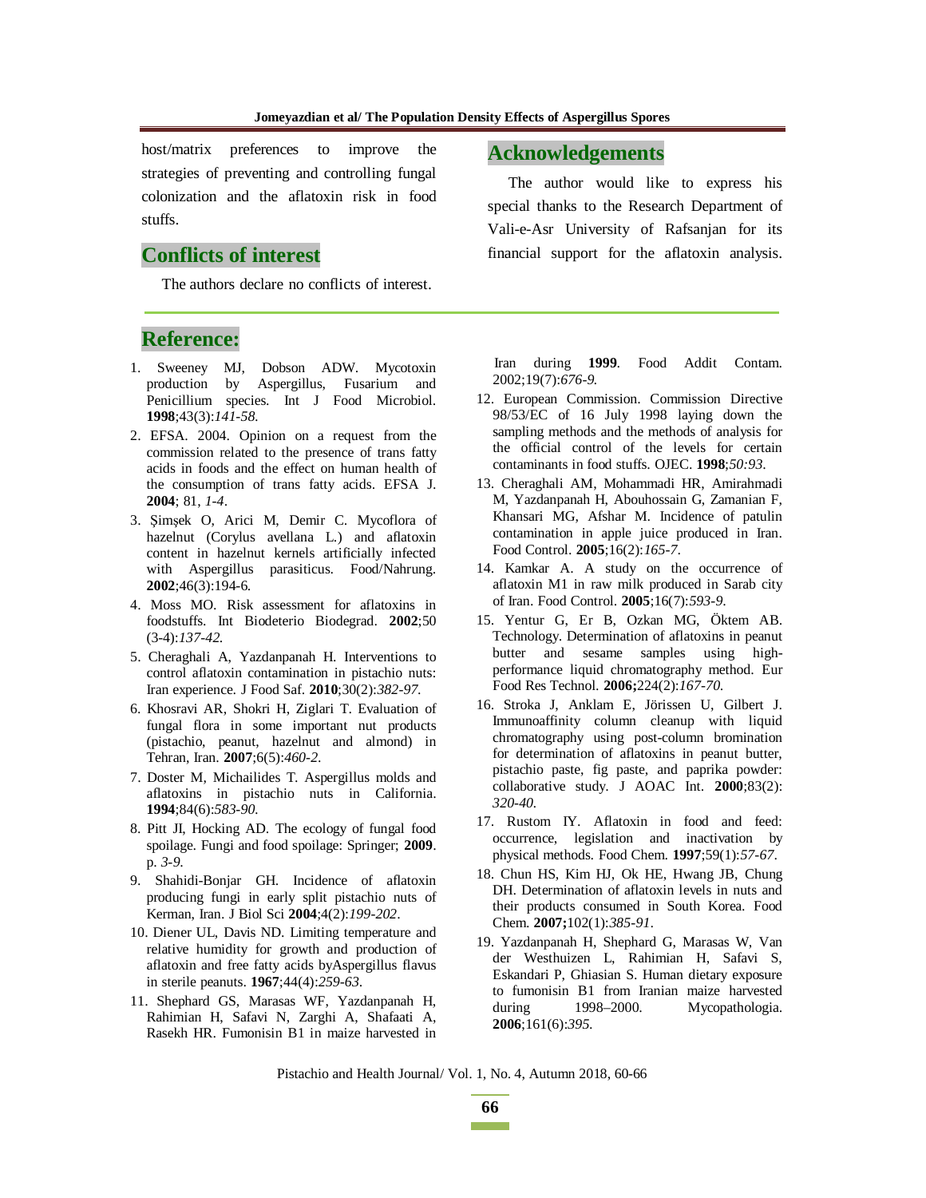host/matrix preferences to improve the strategies of preventing and controlling fungal colonization and the aflatoxin risk in food stuffs.

## Conflicts of interest

The authors declare no conflicts of interest.

## Acknowledgements

The author would like to express his special thanks to the Research Department of Vali-e-Asr University of Rafsanjan for its financial support for the aflatoxin analysis.

## Reference:

1. Sweeney MJ, Dobson ADW. Mycotoxin production by Aspergillus, Fusarium and Penicillium species. Int J Food Microbiol. **1998**;43(3):*141-58*.
2. EFSA. 2004. Opinion on a request from the commission related to the presence of trans fatty acids in foods and the effect on human health of the consumption of trans fatty acids. EFSA J. **2004**; 81, *1-4*.
3. Şimşek O, Arici M, Demir C. Mycoflora of hazelnut (Corylus avellana L.) and aflatoxin content in hazelnut kernels artificially infected with Aspergillus parasiticus. Food/Nahrung. **2002**;46(3):194-6.
4. Moss MO. Risk assessment for aflatoxins in foodstuffs. Int Biodeterio Biodegrad. **2002**;50 (3-4):*137-42*.
5. Cheraghali A, Yazdanpanah H. Interventions to control aflatoxin contamination in pistachio nuts: Iran experience. J Food Saf. **2010**;30(2):*382-97*.
6. Khosravi AR, Shokri H, Ziglari T. Evaluation of fungal flora in some important nut products (pistachio, peanut, hazelnut and almond) in Tehran, Iran. **2007**;6(5):*460-2*.
7. Doster M, Michailides T. Aspergillus molds and aflatoxins in pistachio nuts in California. **1994**;84(6):*583-90*.
8. Pitt JI, Hocking AD. The ecology of fungal food spoilage. Fungi and food spoilage: Springer; **2009**. p. *3-9*.
9. Shahidi-Bonjar GH. Incidence of aflatoxin producing fungi in early split pistachio nuts of Kerman, Iran. J Biol Sci **2004**;4(2):*199-202*.
10. Diener UL, Davis ND. Limiting temperature and relative humidity for growth and production of aflatoxin and free fatty acids byAspergillus flavus in sterile peanuts. **1967**;44(4):*259-63*.
11. Shephard GS, Marasas WF, Yazdanpanah H, Rahimian H, Safavi N, Zarghi A, Shafaati A, Rasekh HR. Fumonisin B1 in maize harvested in Iran during **1999**. Food Addit Contam. 2002;19(7):*676-9*.
12. European Commission. Commission Directive 98/53/EC of 16 July 1998 laying down the sampling methods and the methods of analysis for the official control of the levels for certain contaminants in food stuffs. OJEC. **1998**;*50:93*.
13. Cheraghali AM, Mohammadi HR, Amirahmadi M, Yazdanpanah H, Abouhossain G, Zamanian F, Khansari MG, Afshar M. Incidence of patulin contamination in apple juice produced in Iran. Food Control. **2005**;16(2):*165-7*.
14. Kamkar A. A study on the occurrence of aflatoxin M1 in raw milk produced in Sarab city of Iran. Food Control. **2005**;16(7):*593-9*.
15. Yentur G, Er B, Ozkan MG, Öktem AB. Technology. Determination of aflatoxins in peanut butter and sesame samples using high-performance liquid chromatography method. Eur Food Res Technol. **2006;**224(2):*167-70*.
16. Stroka J, Anklam E, Jörissen U, Gilbert J. Immunoaffinity column cleanup with liquid chromatography using post-column bromination for determination of aflatoxins in peanut butter, pistachio paste, fig paste, and paprika powder: collaborative study. J AOAC Int. **2000**;83(2): *320-40*.
17. Rustom IY. Aflatoxin in food and feed: occurrence, legislation and inactivation by physical methods. Food Chem. **1997**;59(1):*57-67*.
18. Chun HS, Kim HJ, Ok HE, Hwang JB, Chung DH. Determination of aflatoxin levels in nuts and their products consumed in South Korea. Food Chem. **2007;**102(1):*385-91*.
19. Yazdanpanah H, Shephard G, Marasas W, Van der Westhuizen L, Rahimian H, Safavi S, Eskandari P, Ghiasian S. Human dietary exposure to fumonisin B1 from Iranian maize harvested during 1998–2000. Mycopathologia. **2006**;161(6):*395*.